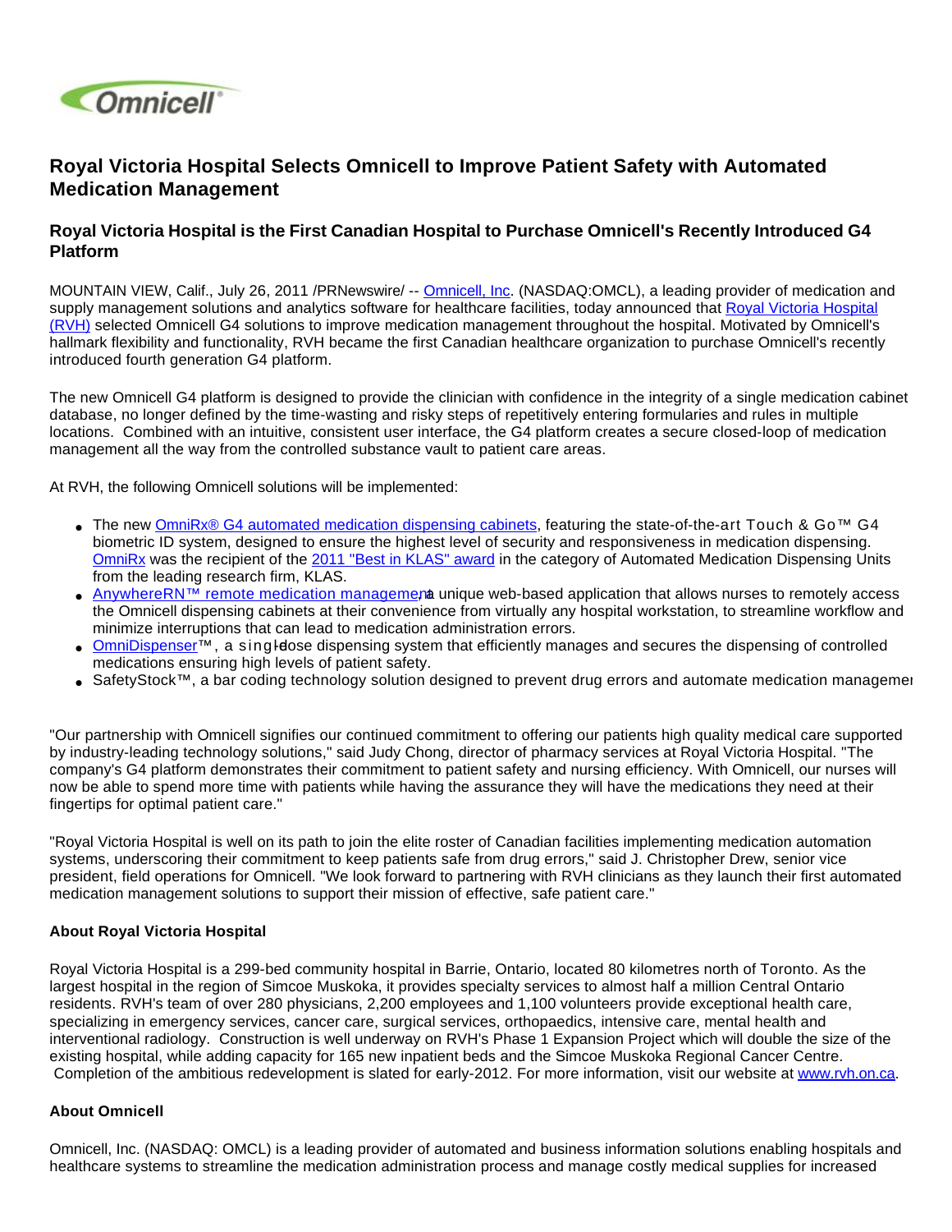# Royal Victoria Hospital Selects Omnicell to Improve Patient Safety with Automated Medication Management

## Royal Victoria Hospital is the First Canadian Hospital to Purchase Omnicell's Recently Introduced G4 Platform

MOUNTAIN VIEW, Calif., July 26, 2011 /PRNewswire/ -- Omnicell, Inc. (NASDAQ:OMCL), a leading provider of medication and supply management solutions and analytics software for healthcare facilities, today announced that Royal Victoria Hospital (RVH) selected Omnicell G4 solutions to improve medication management throughout the hospital. Motivated by Omnicell's hallmark flexibility and functionality, RVH became the first Canadian healthcare organization to purchase Omnicell's recently introduced fourth generation G4 platform.

The new Omnicell G4 platform is designed to provide the clinician with confidence in the integrity of a single medication cabinet database, no longer defined by the time-wasting and risky steps of repetitively entering formularies and rules in multiple locations. Combined with an intuitive, consistent user interface, the G4 platform creates a secure closed-loop of medication management all the way from the controlled substance vault to patient care areas.

At RVH, the following Omnicell solutions will be implemented:

- The new OmniRx® G4 automated medication dispensing cabinets, featuring the state-of-the-art Touch & Go™ G4 biometric ID system, designed to ensure the highest level of security and responsiveness in medication dispensing. OmniRx was the recipient of the 2011 "Best in KLAS" award in the category of Automated Medication Dispensing Units from the leading research firm, KLAS.
- AnywhereRN™ remote medication management, a unique web-based application that allows nurses to remotely access the Omnicell dispensing cabinets at their convenience from virtually any hospital workstation, to streamline workflow and minimize interruptions that can lead to medication administration errors.
- OmniDispenser™, a single-dose dispensing system that efficiently manages and secures the dispensing of controlled medications ensuring high levels of patient safety.
- SafetyStock™, a bar coding technology solution designed to prevent drug errors and automate medication management

"Our partnership with Omnicell signifies our continued commitment to offering our patients high quality medical care supported by industry-leading technology solutions," said Judy Chong, director of pharmacy services at Royal Victoria Hospital. "The company's G4 platform demonstrates their commitment to patient safety and nursing efficiency. With Omnicell, our nurses will now be able to spend more time with patients while having the assurance they will have the medications they need at their fingertips for optimal patient care."

"Royal Victoria Hospital is well on its path to join the elite roster of Canadian facilities implementing medication automation systems, underscoring their commitment to keep patients safe from drug errors," said J. Christopher Drew, senior vice president, field operations for Omnicell. "We look forward to partnering with RVH clinicians as they launch their first automated medication management solutions to support their mission of effective, safe patient care."

**About Royal Victoria Hospital**

Royal Victoria Hospital is a 299-bed community hospital in Barrie, Ontario, located 80 kilometres north of Toronto. As the largest hospital in the region of Simcoe Muskoka, it provides specialty services to almost half a million Central Ontario residents. RVH's team of over 280 physicians, 2,200 employees and 1,100 volunteers provide exceptional health care, specializing in emergency services, cancer care, surgical services, orthopaedics, intensive care, mental health and interventional radiology. Construction is well underway on RVH's Phase 1 Expansion Project which will double the size of the existing hospital, while adding capacity for 165 new inpatient beds and the Simcoe Muskoka Regional Cancer Centre. Completion of the ambitious redevelopment is slated for early-2012. For more information, visit our website at www.rvh.on.ca.

**About Omnicell**

Omnicell, Inc. (NASDAQ: OMCL) is a leading provider of automated and business information solutions enabling hospitals and healthcare systems to streamline the medication administration process and manage costly medical supplies for increased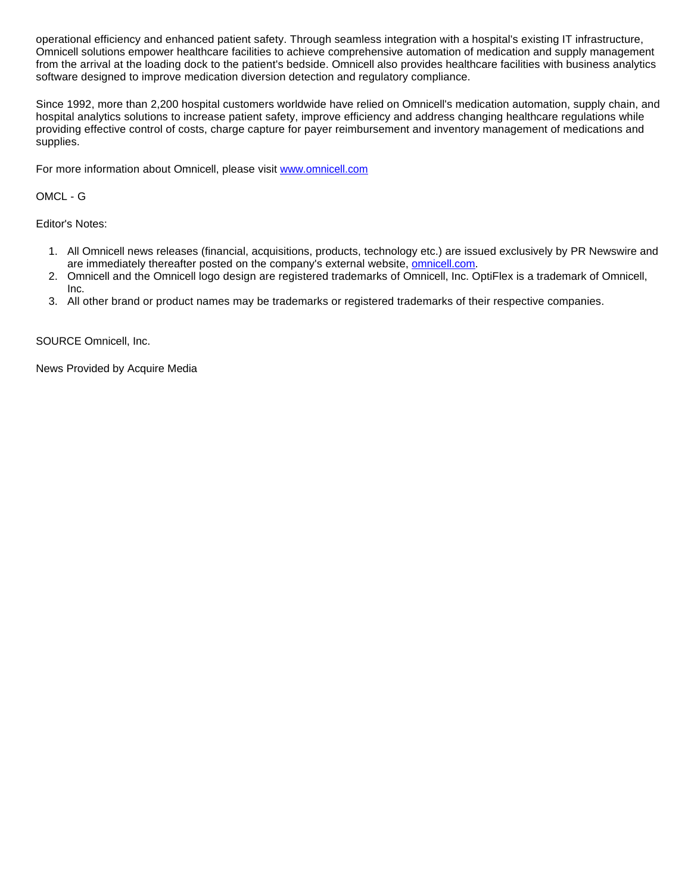operational efficiency and enhanced patient safety. Through seamless integration with a hospital's existing IT infrastructure, Omnicell solutions empower healthcare facilities to achieve comprehensive automation of medication and supply management from the arrival at the loading dock to the patient's bedside. Omnicell also provides healthcare facilities with business analytics software designed to improve medication diversion detection and regulatory compliance.

Since 1992, more than 2,200 hospital customers worldwide have relied on Omnicell's medication automation, supply chain, and hospital analytics solutions to increase patient safety, improve efficiency and address changing healthcare regulations while providing effective control of costs, charge capture for payer reimbursement and inventory management of medications and supplies.

For more information about Omnicell, please visit www.omnicell.com

OMCL - G

Editor's Notes:

1. All Omnicell news releases (financial, acquisitions, products, technology etc.) are issued exclusively by PR Newswire and are immediately thereafter posted on the company's external website, omnicell.com.
2. Omnicell and the Omnicell logo design are registered trademarks of Omnicell, Inc. OptiFlex is a trademark of Omnicell, Inc.
3. All other brand or product names may be trademarks or registered trademarks of their respective companies.

SOURCE Omnicell, Inc.

News Provided by Acquire Media